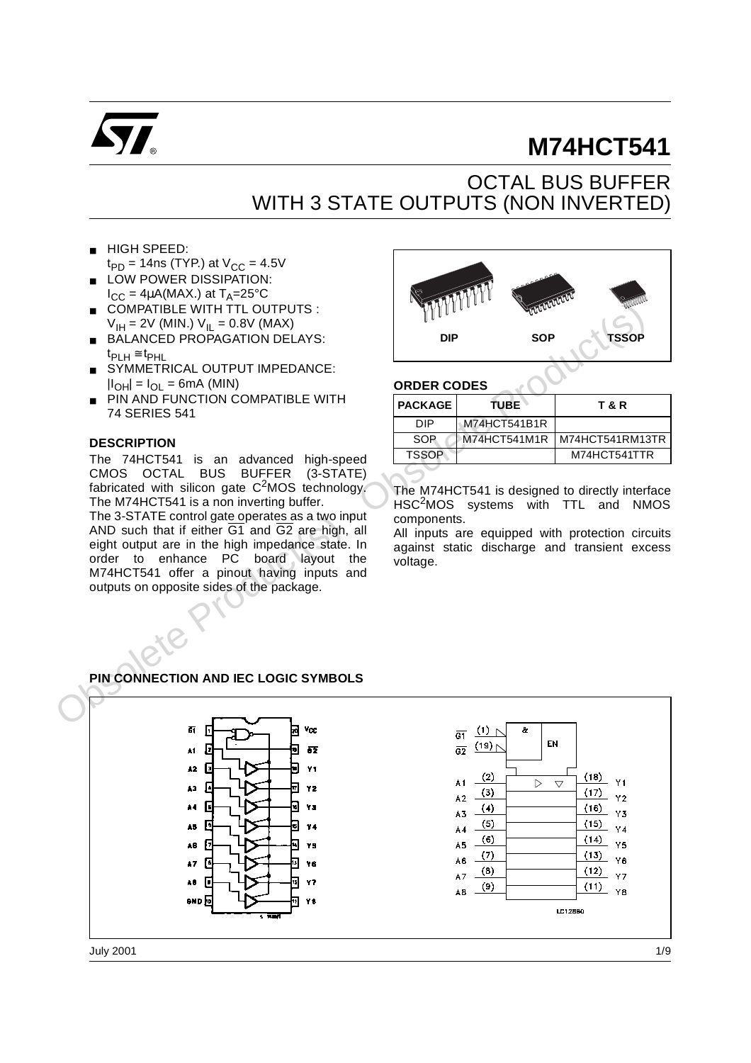# M74HCT541

## OCTAL BUS BUFFER WITH 3 STATE OUTPUTS (NON INVERTED)

- HIGH SPEED: $t_{PD}$ = 14ns (TYP.) at $V_{CC}$ = 4.5V
- LOW POWER DISSIPATION: $I_{CC}$ = 4μA(MAX.) at $T_A$=25°C
- COMPATIBLE WITH TTL OUTPUTS : $V_{IH}$ = 2V (MIN.) $V_{IL}$ = 0.8V (MAX)
- BALANCED PROPAGATION DELAYS: $t_{PLH} \cong t_{PHL}$
- SYMMETRICAL OUTPUT IMPEDANCE: $|I_{OH}| = I_{OL}$ = 6mA (MIN)
- PIN AND FUNCTION COMPATIBLE WITH 74 SERIES 541

DIP SOP TSSOP

### ORDER CODES

| PACKAGE | TUBE | T & R |
|---|---|---|
| DIP | M74HCT541B1R | |
| SOP | M74HCT541M1R | M74HCT541RM13TR |
| TSSOP | | M74HCT541TTR |

### DESCRIPTION

The 74HCT541 is an advanced high-speed CMOS OCTAL BUS BUFFER (3-STATE) fabricated with silicon gate $C^2MOS$ technology. The M74HCT541 is a non inverting buffer.

The 3-STATE control gate operates as a two input AND such that if either $\overline{G1}$ and $\overline{G2}$ are high, all eight output are in the high impedance state. In order to enhance PC board layout the M74HCT541 offer a pinout having inputs and outputs on opposite sides of the package.

The M74HCT541 is designed to directly interface $HSC^2MOS$ systems with TTL and NMOS components.

All inputs are equipped with protection circuits against static discharge and transient excess voltage.

### PIN CONNECTION AND IEC LOGIC SYMBOLS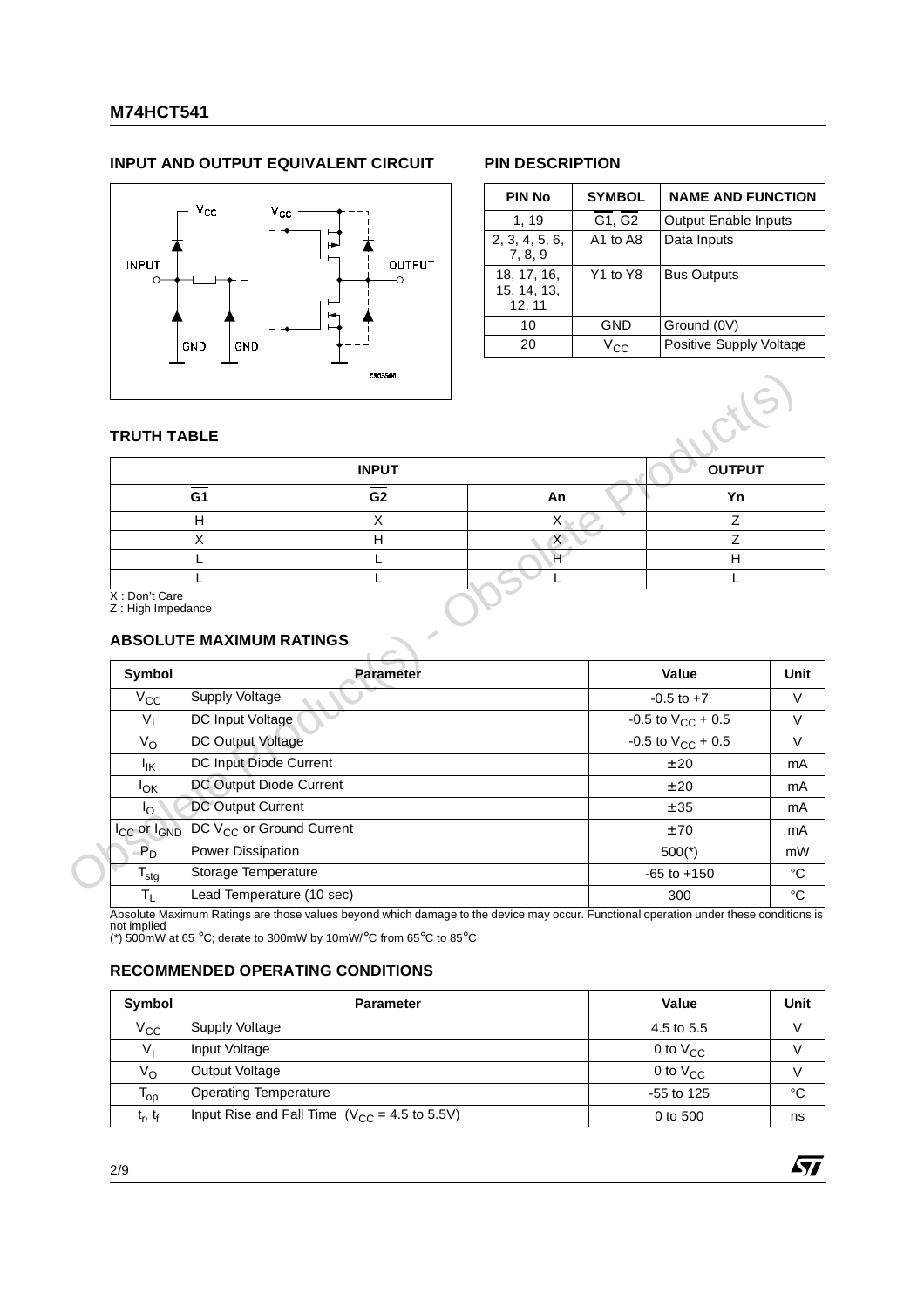## INPUT AND OUTPUT EQUIVALENT CIRCUIT

## PIN DESCRIPTION

| PIN No | SYMBOL | NAME AND FUNCTION |
|---|---|---|
| 1, 19 | $\overline{G1}$, $\overline{G2}$ | Output Enable Inputs |
| 2, 3, 4, 5, 6, 7, 8, 9 | A1 to A8 | Data Inputs |
| 18, 17, 16, 15, 14, 13, 12, 11 | Y1 to Y8 | Bus Outputs |
| 10 | GND | Ground (0V) |
| 20 | $V_{CC}$ | Positive Supply Voltage |

## TRUTH TABLE

| INPUT | | | OUTPUT |
|---|---|---|---|
| $\overline{G1}$ | $\overline{G2}$ | An | Yn |
| H | X | X | Z |
| X | H | X | Z |
| L | L | H | H |
| L | L | L | L |

X : Don't Care
Z : High Impedance

## ABSOLUTE MAXIMUM RATINGS

| Symbol | Parameter | Value | Unit |
|---|---|---|---|
| $V_{CC}$ | Supply Voltage | -0.5 to +7 | V |
| $V_I$ | DC Input Voltage | -0.5 to $V_{CC}$ + 0.5 | V |
| $V_O$ | DC Output Voltage | -0.5 to $V_{CC}$ + 0.5 | V |
| $I_{IK}$ | DC Input Diode Current | ± 20 | mA |
| $I_{OK}$ | DC Output Diode Current | ± 20 | mA |
| $I_O$ | DC Output Current | ± 35 | mA |
| $I_{CC}$ or $I_{GND}$ | DC $V_{CC}$ or Ground Current | ± 70 | mA |
| $P_D$ | Power Dissipation | 500(*) | mW |
| $T_{stg}$ | Storage Temperature | -65 to +150 | °C |
| $T_L$ | Lead Temperature (10 sec) | 300 | °C |

Absolute Maximum Ratings are those values beyond which damage to the device may occur. Functional operation under these conditions is not implied
(*) 500mW at 65 °C; derate to 300mW by 10mW/°C from 65°C to 85°C

## RECOMMENDED OPERATING CONDITIONS

| Symbol | Parameter | Value | Unit |
|---|---|---|---|
| $V_{CC}$ | Supply Voltage | 4.5 to 5.5 | V |
| $V_I$ | Input Voltage | 0 to $V_{CC}$ | V |
| $V_O$ | Output Voltage | 0 to $V_{CC}$ | V |
| $T_{op}$ | Operating Temperature | -55 to 125 | °C |
| $t_r$, $t_f$ | Input Rise and Fall Time ($V_{CC}$ = 4.5 to 5.5V) | 0 to 500 | ns |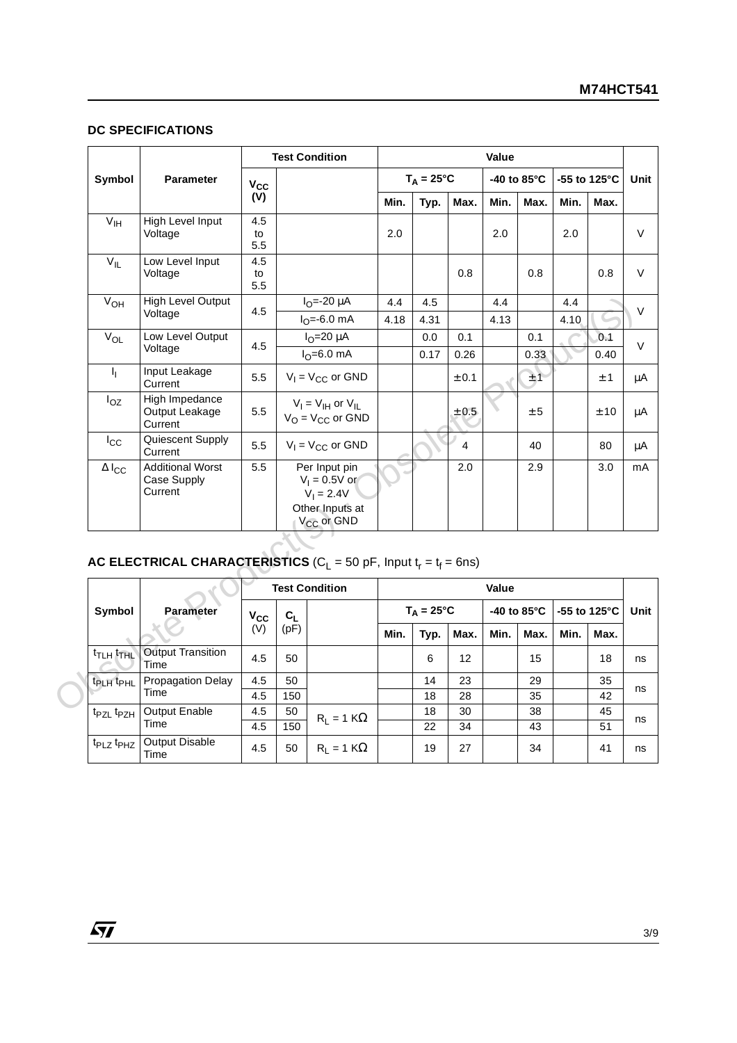## DC SPECIFICATIONS

| Symbol | Parameter | Test Condition | | Value | | | | | | | Unit |
|---|---|---|---|---|---|---|---|---|---|---|---|
| | | $V_{CC}$ (V) | | $T_A = 25°C$ | | | -40 to 85°C | | -55 to 125°C | | |
| | | | | Min. | Typ. | Max. | Min. | Max. | Min. | Max. | |
| $V_{IH}$ | High Level Input Voltage | 4.5 to 5.5 | | 2.0 | | | 2.0 | | 2.0 | | V |
| $V_{IL}$ | Low Level Input Voltage | 4.5 to 5.5 | | | | 0.8 | | 0.8 | | 0.8 | V |
| $V_{OH}$ | High Level Output Voltage | 4.5 | $I_O$=-20 μA | 4.4 | 4.5 | | 4.4 | | 4.4 | | V |
| | | | $I_O$=-6.0 mA | 4.18 | 4.31 | | 4.13 | | 4.10 | | |
| $V_{OL}$ | Low Level Output Voltage | 4.5 | $I_O$=20 μA | | 0.0 | 0.1 | | 0.1 | | 0.1 | V |
| | | | $I_O$=6.0 mA | | 0.17 | 0.26 | | 0.33 | | 0.40 | |
| $I_I$ | Input Leakage Current | 5.5 | $V_I = V_{CC}$ or GND | | | ± 0.1 | | ± 1 | | ± 1 | μA |
| $I_{OZ}$ | High Impedance Output Leakage Current | 5.5 | $V_I = V_{IH}$ or $V_{IL}$ $V_O = V_{CC}$ or GND | | | ± 0.5 | | ± 5 | | ± 10 | μA |
| $I_{CC}$ | Quiescent Supply Current | 5.5 | $V_I = V_{CC}$ or GND | | | 4 | | 40 | | 80 | μA |
| $\Delta I_{CC}$ | Additional Worst Case Supply Current | 5.5 | Per Input pin $V_I$ = 0.5V or $V_I$ = 2.4V Other Inputs at $V_{CC}$ or GND | | | 2.0 | | 2.9 | | 3.0 | mA |

## AC ELECTRICAL CHARACTERISTICS ($C_L$ = 50 pF, Input $t_r = t_f$ = 6ns)

| Symbol | Parameter | Test Condition | | | Value | | | | | | | Unit |
|---|---|---|---|---|---|---|---|---|---|---|---|---|
| | | $V_{CC}$ (V) | $C_L$ (pF) | | $T_A = 25°C$ | | | -40 to 85°C | | -55 to 125°C | | |
| | | | | | Min. | Typ. | Max. | Min. | Max. | Min. | Max. | |
| $t_{TLH}$ $t_{THL}$ | Output Transition Time | 4.5 | 50 | | | 6 | 12 | | 15 | | 18 | ns |
| $t_{PLH}$ $t_{PHL}$ | Propagation Delay Time | 4.5 | 50 | | | 14 | 23 | | 29 | | 35 | ns |
| | | 4.5 | 150 | | | 18 | 28 | | 35 | | 42 | |
| $t_{PZL}$ $t_{PZH}$ | Output Enable Time | 4.5 | 50 | $R_L$ = 1 KΩ | | 18 | 30 | | 38 | | 45 | ns |
| | | 4.5 | 150 | | | 22 | 34 | | 43 | | 51 | |
| $t_{PLZ}$ $t_{PHZ}$ | Output Disable Time | 4.5 | 50 | $R_L$ = 1 KΩ | | 19 | 27 | | 34 | | 41 | ns |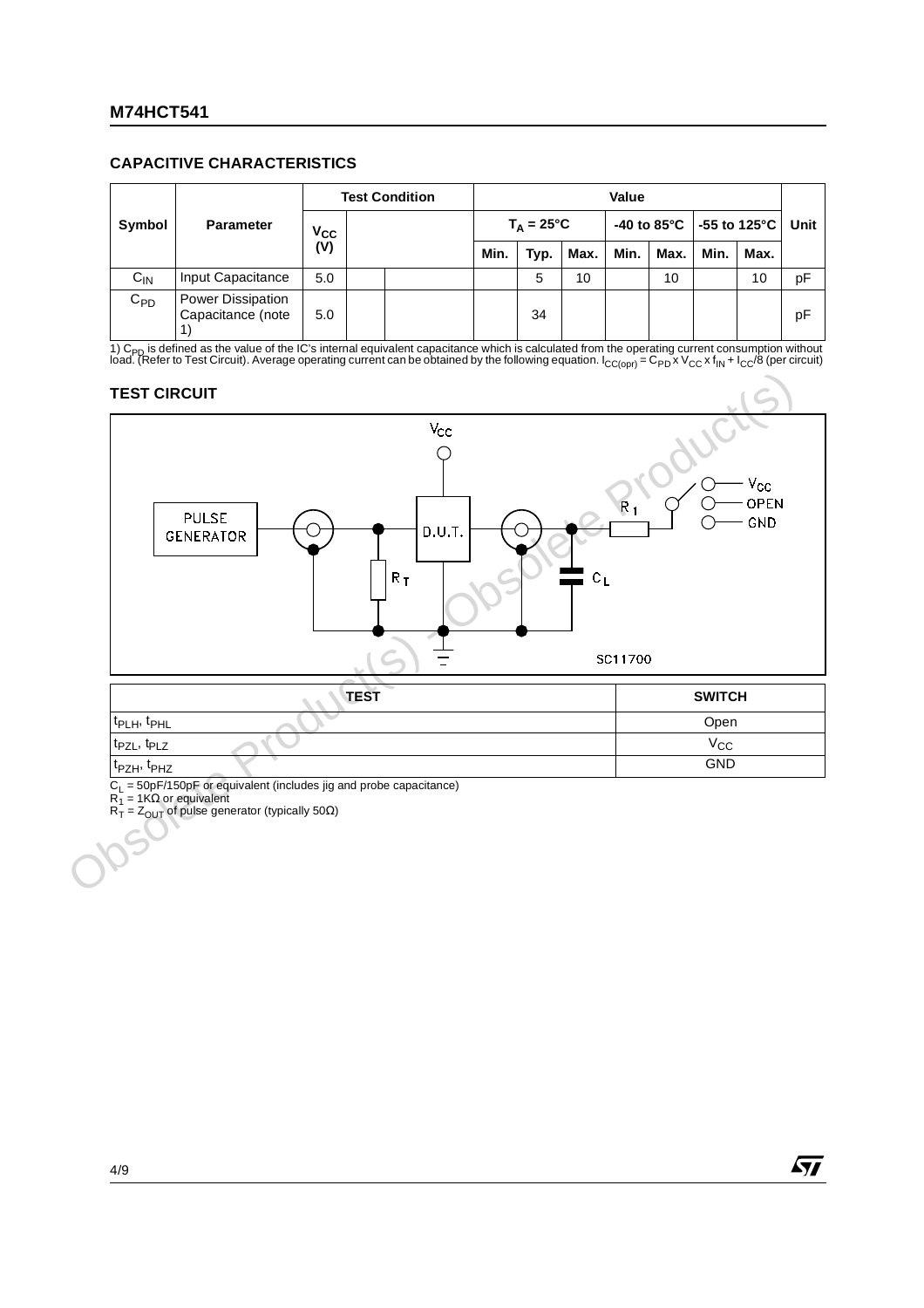## CAPACITIVE CHARACTERISTICS

| Symbol | Parameter | Test Condition | | | Value | | | | | | | Unit |
|---|---|---|---|---|---|---|---|---|---|---|---|---|
| | | $V_{CC}$ (V) | | | $T_A = 25°C$ | | | -40 to 85°C | | -55 to 125°C | | |
| | | | | | Min. | Typ. | Max. | Min. | Max. | Min. | Max. | |
| $C_{IN}$ | Input Capacitance | 5.0 | | | | 5 | 10 | | 10 | | 10 | pF |
| $C_{PD}$ | Power Dissipation Capacitance (note 1) | 5.0 | | | | 34 | | | | | | pF |

1) $C_{PD}$ is defined as the value of the IC's internal equivalent capacitance which is calculated from the operating current consumption without load. (Refer to Test Circuit). Average operating current can be obtained by the following equation. $I_{CC(opr)} = C_{PD} \times V_{CC} \times f_{IN} + I_{CC}/8$ (per circuit)

## TEST CIRCUIT

| TEST | SWITCH |
|---|---|
| $t_{PLH}$, $t_{PHL}$ | Open |
| $t_{PZL}$, $t_{PLZ}$ | $V_{CC}$ |
| $t_{PZH}$, $t_{PHZ}$ | GND |

$C_L$ = 50pF/150pF or equivalent (includes jig and probe capacitance)
$R_1$ = 1KΩ or equivalent
$R_T$ = $Z_{OUT}$ of pulse generator (typically 50Ω)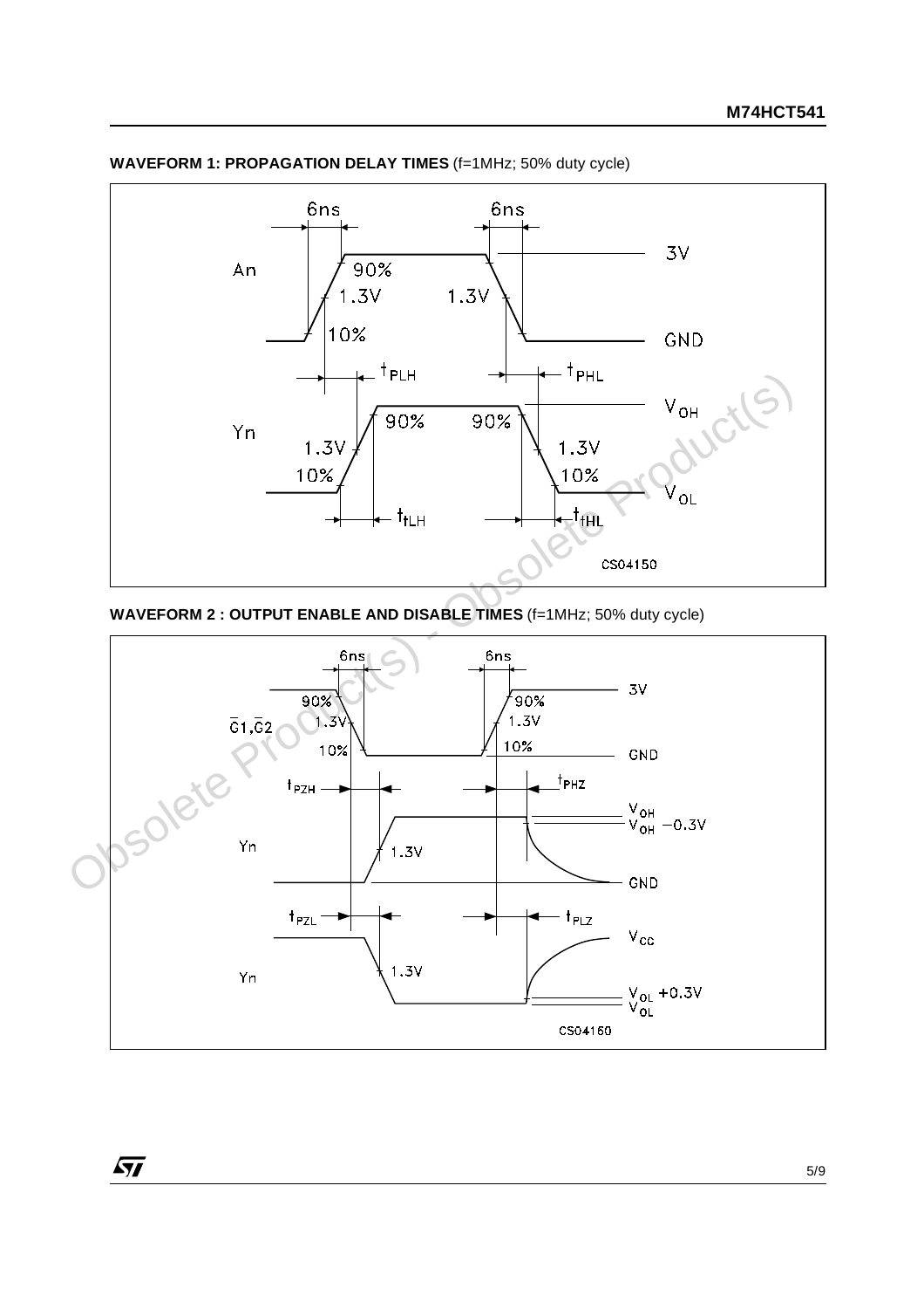**WAVEFORM 1: PROPAGATION DELAY TIMES** (f=1MHz; 50% duty cycle)

6ns 6ns

An 90% 1.3V 10% 1.3V 3V GND

$t_{PLH}$ $t_{PHL}$

Yn 1.3V 10% 90% 90% 1.3V 10% $V_{OH}$ $V_{OL}$

$t_{tLH}$ $t_{tHL}$

CS04150

**WAVEFORM 2 : OUTPUT ENABLE AND DISABLE TIMES** (f=1MHz; 50% duty cycle)

6ns 6ns

$\overline{G}1,\overline{G}2$ 90% 1.3V 10% 90% 1.3V 10% 3V GND

$t_{PZH}$ $t_{PHZ}$

Yn 1.3V $V_{OH}$ $V_{OH}$ −0.3V GND

$t_{PZL}$ $t_{PLZ}$

Yn 1.3V $V_{CC}$ $V_{OL}$ +0.3V $V_{OL}$

CS04160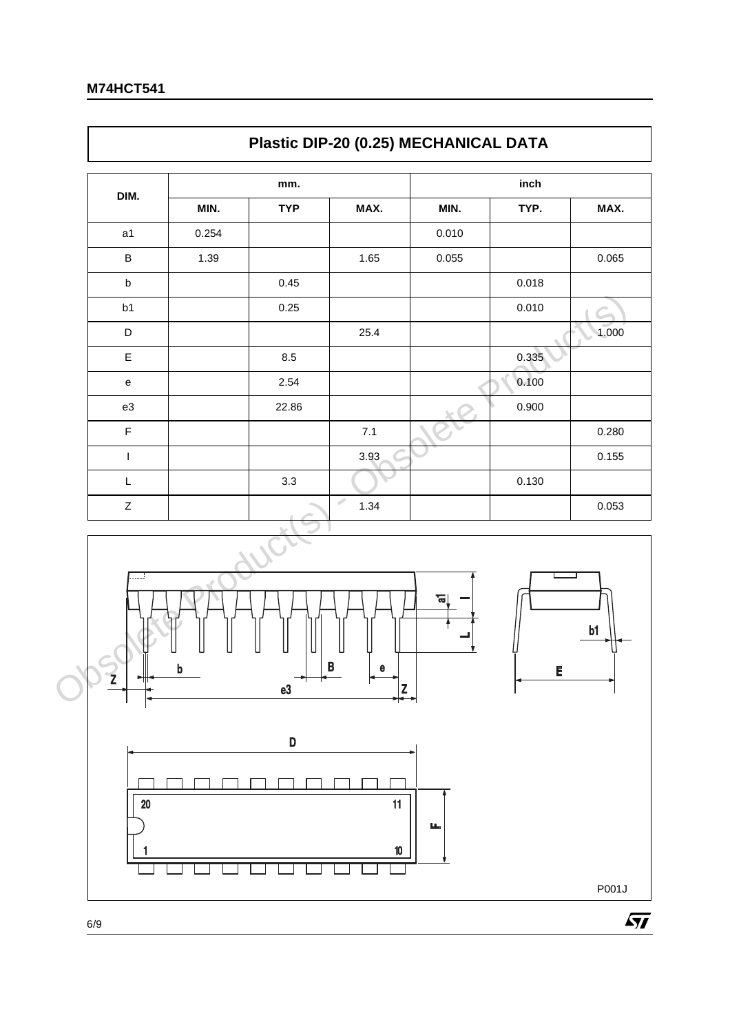## Plastic DIP-20 (0.25) MECHANICAL DATA

| DIM. | mm. | | | inch | | |
|---|---|---|---|---|---|---|
| | MIN. | TYP | MAX. | MIN. | TYP. | MAX. |
| a1 | 0.254 | | | 0.010 | | |
| B | 1.39 | | 1.65 | 0.055 | | 0.065 |
| b | | 0.45 | | | 0.018 | |
| b1 | | 0.25 | | | 0.010 | |
| D | | | 25.4 | | | 1.000 |
| E | | 8.5 | | | 0.335 | |
| e | | 2.54 | | | 0.100 | |
| e3 | | 22.86 | | | 0.900 | |
| F | | | 7.1 | | | 0.280 |
| I | | | 3.93 | | | 0.155 |
| L | | 3.3 | | | 0.130 | |
| Z | | | 1.34 | | | 0.053 |

P001J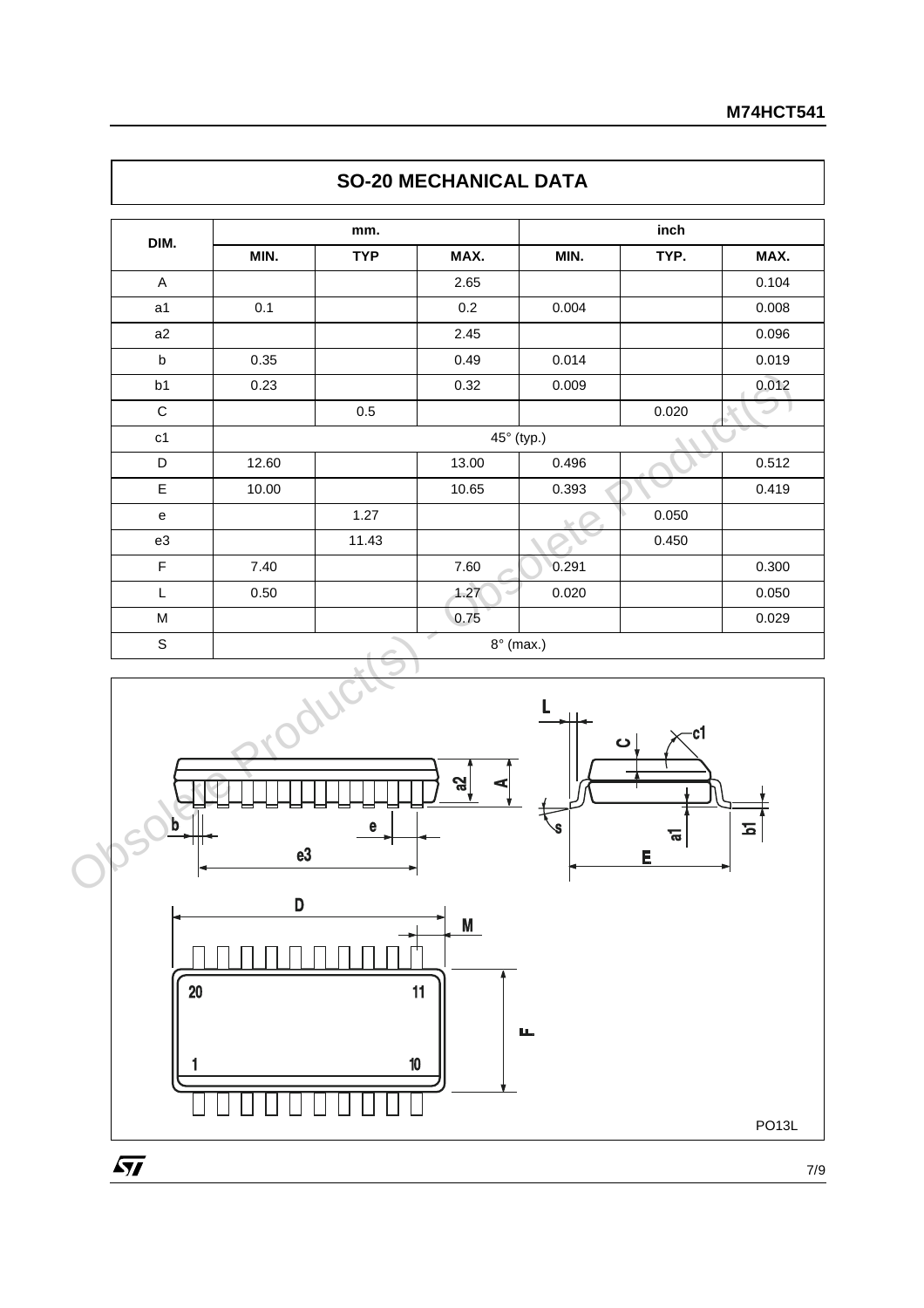## SO-20 MECHANICAL DATA

| DIM. | mm. | | | inch | | |
|---|---|---|---|---|---|---|
| | MIN. | TYP | MAX. | MIN. | TYP. | MAX. |
| A | | | 2.65 | | | 0.104 |
| a1 | 0.1 | | 0.2 | 0.004 | | 0.008 |
| a2 | | | 2.45 | | | 0.096 |
| b | 0.35 | | 0.49 | 0.014 | | 0.019 |
| b1 | 0.23 | | 0.32 | 0.009 | | 0.012 |
| C | | 0.5 | | | 0.020 | |
| c1 | 45° (typ.) | | | | | |
| D | 12.60 | | 13.00 | 0.496 | | 0.512 |
| E | 10.00 | | 10.65 | 0.393 | | 0.419 |
| e | | 1.27 | | | 0.050 | |
| e3 | | 11.43 | | | 0.450 | |
| F | 7.40 | | 7.60 | 0.291 | | 0.300 |
| L | 0.50 | | 1.27 | 0.020 | | 0.050 |
| M | | | 0.75 | | | 0.029 |
| S | 8° (max.) | | | | | |

PO13L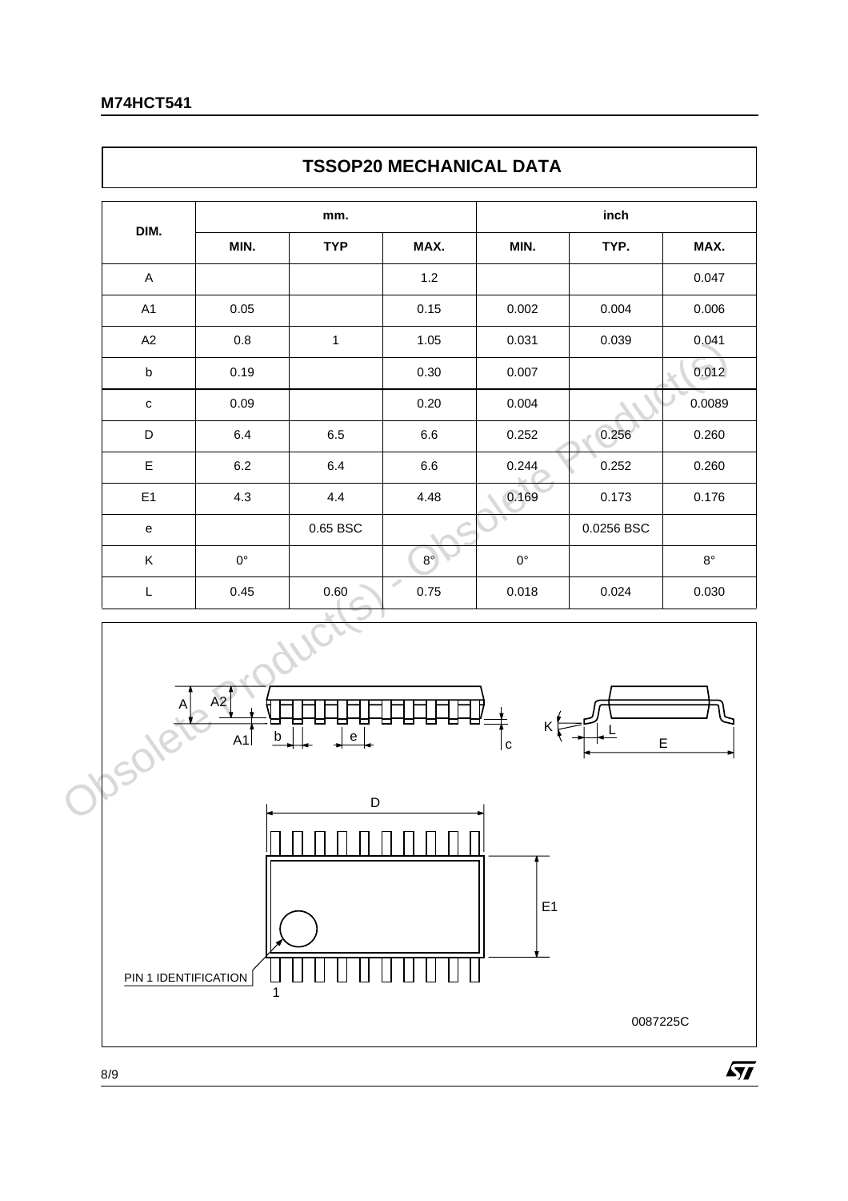## TSSOP20 MECHANICAL DATA

| DIM. | mm. | | | inch | | |
|---|---|---|---|---|---|---|
| | MIN. | TYP | MAX. | MIN. | TYP. | MAX. |
| A | | | 1.2 | | | 0.047 |
| A1 | 0.05 | | 0.15 | 0.002 | 0.004 | 0.006 |
| A2 | 0.8 | 1 | 1.05 | 0.031 | 0.039 | 0.041 |
| b | 0.19 | | 0.30 | 0.007 | | 0.012 |
| c | 0.09 | | 0.20 | 0.004 | | 0.0089 |
| D | 6.4 | 6.5 | 6.6 | 0.252 | 0.256 | 0.260 |
| E | 6.2 | 6.4 | 6.6 | 0.244 | 0.252 | 0.260 |
| E1 | 4.3 | 4.4 | 4.48 | 0.169 | 0.173 | 0.176 |
| e | | 0.65 BSC | | | 0.0256 BSC | |
| K | 0° | | 8° | 0° | | 8° |
| L | 0.45 | 0.60 | 0.75 | 0.018 | 0.024 | 0.030 |

PIN 1 IDENTIFICATION

0087225C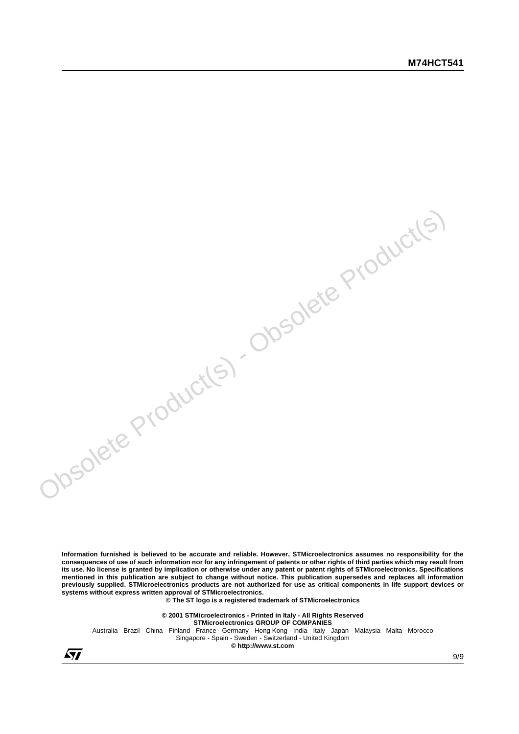Obsolete Product(s) - Obsolete Product(s)

**Information furnished is believed to be accurate and reliable. However, STMicroelectronics assumes no responsibility for the consequences of use of such information nor for any infringement of patents or other rights of third parties which may result from its use. No license is granted by implication or otherwise under any patent or patent rights of STMicroelectronics. Specifications mentioned in this publication are subject to change without notice. This publication supersedes and replaces all information previously supplied. STMicroelectronics products are not authorized for use as critical components in life support devices or systems without express written approval of STMicroelectronics.**

**© The ST logo is a registered trademark of STMicroelectronics**

**© 2001 STMicroelectronics - Printed in Italy - All Rights Reserved**
**STMicroelectronics GROUP OF COMPANIES**

Australia - Brazil - China - Finland - France - Germany - Hong Kong - India - Italy - Japan - Malaysia - Malta - Morocco
Singapore - Spain - Sweden - Switzerland - United Kingdom

**© http://www.st.com**